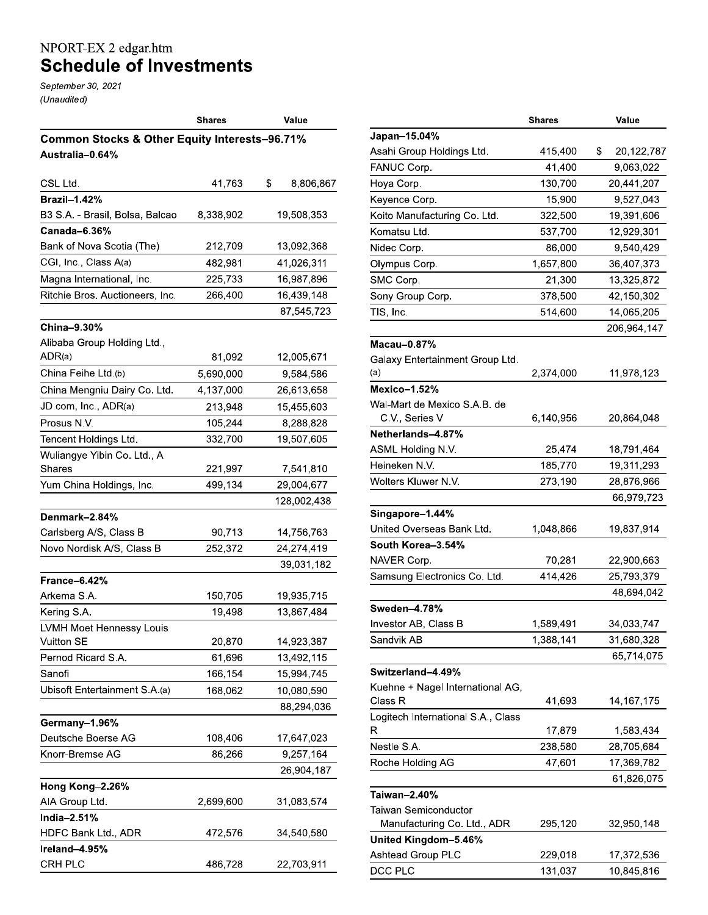NPORT-EX 2 edgar.htm

# Schedule of Investments

*September 30, 2021*
*(Unaudited)*

| | Shares | Value |
|---|---|---|
| **Common Stocks & Other Equity Interests–96.71%** | | |
| **Australia–0.64%** | | |
| CSL Ltd. | 41,763 | $ 8,806,867 |
| **Brazil–1.42%** | | |
| B3 S.A. - Brasil, Bolsa, Balcao | 8,338,902 | 19,508,353 |
| **Canada–6.36%** | | |
| Bank of Nova Scotia (The) | 212,709 | 13,092,368 |
| CGI, Inc., Class A(a) | 482,981 | 41,026,311 |
| Magna International, Inc. | 225,733 | 16,987,896 |
| Ritchie Bros. Auctioneers, Inc. | 266,400 | 16,439,148 |
| | | 87,545,723 |
| **China–9.30%** | | |
| Alibaba Group Holding Ltd., ADR(a) | 81,092 | 12,005,671 |
| China Feihe Ltd.(b) | 5,690,000 | 9,584,586 |
| China Mengniu Dairy Co. Ltd. | 4,137,000 | 26,613,658 |
| JD.com, Inc., ADR(a) | 213,948 | 15,455,603 |
| Prosus N.V. | 105,244 | 8,288,828 |
| Tencent Holdings Ltd. | 332,700 | 19,507,605 |
| Wuliangye Yibin Co. Ltd., A Shares | 221,997 | 7,541,810 |
| Yum China Holdings, Inc. | 499,134 | 29,004,677 |
| | | 128,002,438 |
| **Denmark–2.84%** | | |
| Carlsberg A/S, Class B | 90,713 | 14,756,763 |
| Novo Nordisk A/S, Class B | 252,372 | 24,274,419 |
| | | 39,031,182 |
| **France–6.42%** | | |
| Arkema S.A. | 150,705 | 19,935,715 |
| Kering S.A. | 19,498 | 13,867,484 |
| LVMH Moet Hennessy Louis Vuitton SE | 20,870 | 14,923,387 |
| Pernod Ricard S.A. | 61,696 | 13,492,115 |
| Sanofi | 166,154 | 15,994,745 |
| Ubisoft Entertainment S.A.(a) | 168,062 | 10,080,590 |
| | | 88,294,036 |
| **Germany–1.96%** | | |
| Deutsche Boerse AG | 108,406 | 17,647,023 |
| Knorr-Bremse AG | 86,266 | 9,257,164 |
| | | 26,904,187 |
| **Hong Kong–2.26%** | | |
| AIA Group Ltd. | 2,699,600 | 31,083,574 |
| **India–2.51%** | | |
| HDFC Bank Ltd., ADR | 472,576 | 34,540,580 |
| **Ireland–4.95%** | | |
| CRH PLC | 486,728 | 22,703,911 |
| **Japan–15.04%** | | |
| Asahi Group Holdings Ltd. | 415,400 | $ 20,122,787 |
| FANUC Corp. | 41,400 | 9,063,022 |
| Hoya Corp. | 130,700 | 20,441,207 |
| Keyence Corp. | 15,900 | 9,527,043 |
| Koito Manufacturing Co. Ltd. | 322,500 | 19,391,606 |
| Komatsu Ltd. | 537,700 | 12,929,301 |
| Nidec Corp. | 86,000 | 9,540,429 |
| Olympus Corp. | 1,657,800 | 36,407,373 |
| SMC Corp. | 21,300 | 13,325,872 |
| Sony Group Corp. | 378,500 | 42,150,302 |
| TIS, Inc. | 514,600 | 14,065,205 |
| | | 206,964,147 |
| **Macau–0.87%** | | |
| Galaxy Entertainment Group Ltd. (a) | 2,374,000 | 11,978,123 |
| **Mexico–1.52%** | | |
| Wal-Mart de Mexico S.A.B. de C.V., Series V | 6,140,956 | 20,864,048 |
| **Netherlands–4.87%** | | |
| ASML Holding N.V. | 25,474 | 18,791,464 |
| Heineken N.V. | 185,770 | 19,311,293 |
| Wolters Kluwer N.V. | 273,190 | 28,876,966 |
| | | 66,979,723 |
| **Singapore–1.44%** | | |
| United Overseas Bank Ltd. | 1,048,866 | 19,837,914 |
| **South Korea–3.54%** | | |
| NAVER Corp. | 70,281 | 22,900,663 |
| Samsung Electronics Co. Ltd. | 414,426 | 25,793,379 |
| | | 48,694,042 |
| **Sweden–4.78%** | | |
| Investor AB, Class B | 1,589,491 | 34,033,747 |
| Sandvik AB | 1,388,141 | 31,680,328 |
| | | 65,714,075 |
| **Switzerland–4.49%** | | |
| Kuehne + Nagel International AG, Class R | 41,693 | 14,167,175 |
| Logitech International S.A., Class R | 17,879 | 1,583,434 |
| Nestle S.A. | 238,580 | 28,705,684 |
| Roche Holding AG | 47,601 | 17,369,782 |
| | | 61,826,075 |
| **Taiwan–2.40%** | | |
| Taiwan Semiconductor Manufacturing Co. Ltd., ADR | 295,120 | 32,950,148 |
| **United Kingdom–5.46%** | | |
| Ashtead Group PLC | 229,018 | 17,372,536 |
| DCC PLC | 131,037 | 10,845,816 |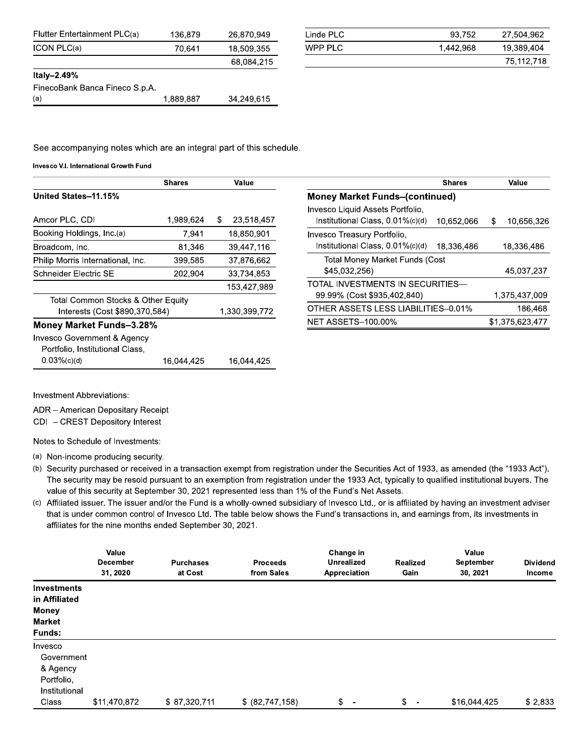| | Shares | Value |
|---|---|---|
| Flutter Entertainment PLC(a) | 136,879 | 26,870,949 |
| ICON PLC(a) | 70,641 | 18,509,355 |
| | | 68,084,215 |
| **Italy–2.49%** | | |
| FinecoBank Banca Fineco S.p.A. (a) | 1,889,887 | 34,249,615 |

| | Shares | Value |
|---|---|---|
| Linde PLC | 93,752 | 27,504,962 |
| WPP PLC | 1,442,968 | 19,389,404 |
| | | 75,112,718 |

See accompanying notes which are an integral part of this schedule.

**Invesco V.I. International Growth Fund**

| | Shares | Value |
|---|---|---|
| **United States–11.15%** | | |
| Amcor PLC, CDI | 1,989,624 | $ 23,518,457 |
| Booking Holdings, Inc.(a) | 7,941 | 18,850,901 |
| Broadcom, Inc. | 81,346 | 39,447,116 |
| Philip Morris International, Inc. | 399,585 | 37,876,662 |
| Schneider Electric SE | 202,904 | 33,734,853 |
| | | 153,427,989 |
| Total Common Stocks & Other Equity Interests (Cost $890,370,584) | | 1,330,399,772 |
| **Money Market Funds–3.28%** | | |
| Invesco Government & Agency Portfolio, Institutional Class, 0.03%(c)(d) | 16,044,425 | 16,044,425 |
| **Money Market Funds–(continued)** | | |
| Invesco Liquid Assets Portfolio, Institutional Class, 0.01%(c)(d) | 10,652,066 | $ 10,656,326 |
| Invesco Treasury Portfolio, Institutional Class, 0.01%(c)(d) | 18,336,486 | 18,336,486 |
| Total Money Market Funds (Cost $45,032,256) | | 45,037,237 |
| TOTAL INVESTMENTS IN SECURITIES—99.99% (Cost $935,402,840) | | 1,375,437,009 |
| OTHER ASSETS LESS LIABILITIES–0.01% | | 186,468 |
| NET ASSETS–100.00% | | $1,375,623,477 |

Investment Abbreviations:

ADR – American Depositary Receipt
CDI – CREST Depository Interest

Notes to Schedule of Investments:

(a) Non-income producing security.

(b) Security purchased or received in a transaction exempt from registration under the Securities Act of 1933, as amended (the "1933 Act"). The security may be resold pursuant to an exemption from registration under the 1933 Act, typically to qualified institutional buyers. The value of this security at September 30, 2021 represented less than 1% of the Fund's Net Assets.

(c) Affiliated issuer. The issuer and/or the Fund is a wholly-owned subsidiary of Invesco Ltd., or is affiliated by having an investment adviser that is under common control of Invesco Ltd. The table below shows the Fund's transactions in, and earnings from, its investments in affiliates for the nine months ended September 30, 2021.

| | Value December 31, 2020 | Purchases at Cost | Proceeds from Sales | Change in Unrealized Appreciation | Realized Gain | Value September 30, 2021 | Dividend Income |
|---|---|---|---|---|---|---|---|
| **Investments in Affiliated Money Market Funds:** | | | | | | | |
| Invesco Government & Agency Portfolio, Institutional Class | $11,470,872 | $ 87,320,711 | $ (82,747,158) | $ - | $ - | $16,044,425 | $ 2,833 |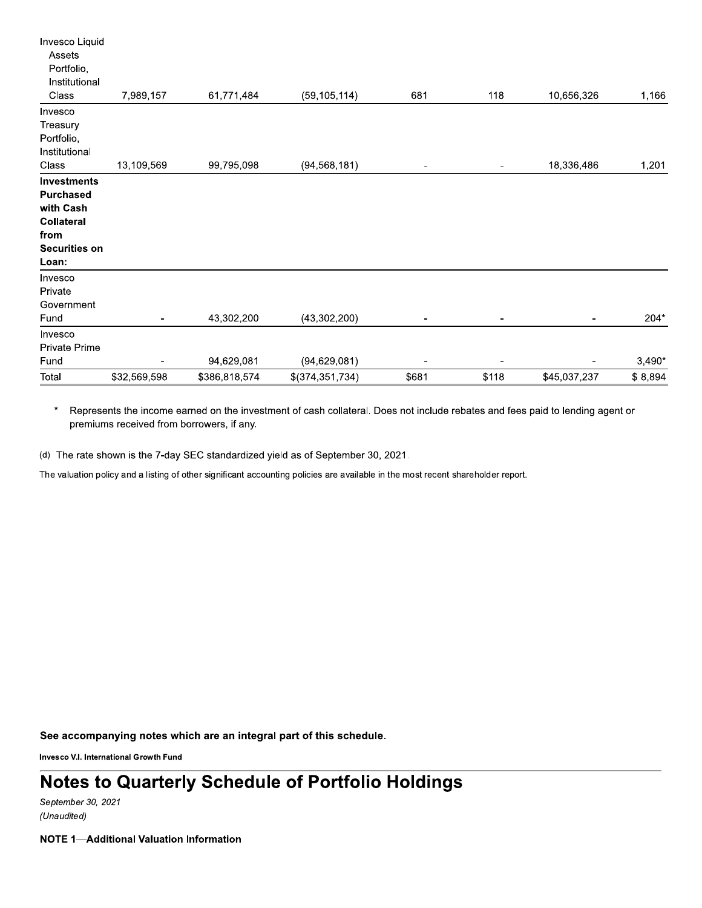| | | | | | | | |
|---|---|---|---|---|---|---|---|
| Invesco Liquid Assets Portfolio, Institutional Class | 7,989,157 | 61,771,484 | (59,105,114) | 681 | 118 | 10,656,326 | 1,166 |
| Invesco Treasury Portfolio, Institutional Class | 13,109,569 | 99,795,098 | (94,568,181) | - | - | 18,336,486 | 1,201 |
| **Investments Purchased with Cash Collateral from Securities on Loan:** | | | | | | | |
| Invesco Private Government Fund | - | 43,302,200 | (43,302,200) | - | - | - | 204* |
| Invesco Private Prime Fund | - | 94,629,081 | (94,629,081) | - | - | - | 3,490* |
| Total | $32,569,598 | $386,818,574 | $(374,351,734) | $681 | $118 | $45,037,237 | $ 8,894 |

\* Represents the income earned on the investment of cash collateral. Does not include rebates and fees paid to lending agent or premiums received from borrowers, if any.

(d) The rate shown is the 7-day SEC standardized yield as of September 30, 2021.

The valuation policy and a listing of other significant accounting policies are available in the most recent shareholder report.

**See accompanying notes which are an integral part of this schedule.**

**Invesco V.I. International Growth Fund**

# Notes to Quarterly Schedule of Portfolio Holdings

*September 30, 2021*
*(Unaudited)*

**NOTE 1—Additional Valuation Information**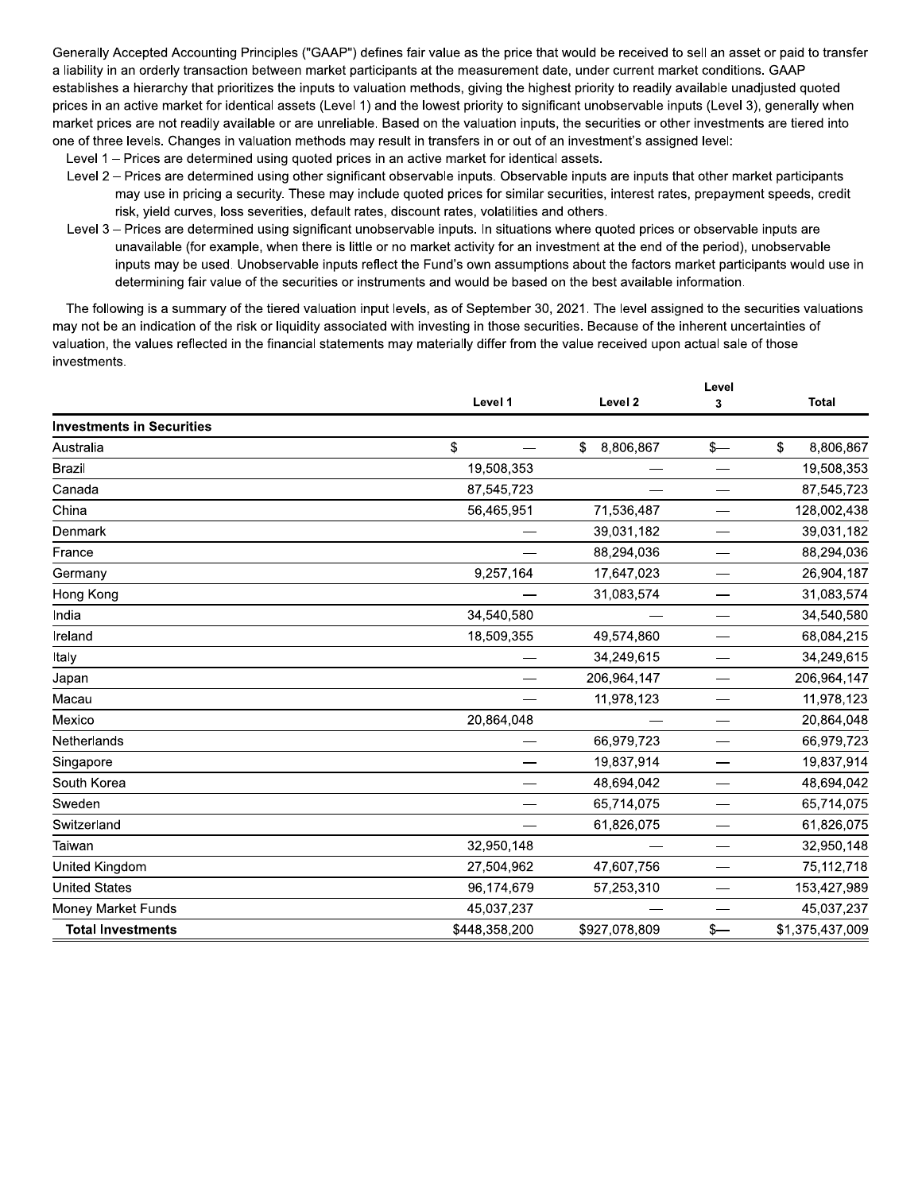Generally Accepted Accounting Principles ("GAAP") defines fair value as the price that would be received to sell an asset or paid to transfer a liability in an orderly transaction between market participants at the measurement date, under current market conditions. GAAP establishes a hierarchy that prioritizes the inputs to valuation methods, giving the highest priority to readily available unadjusted quoted prices in an active market for identical assets (Level 1) and the lowest priority to significant unobservable inputs (Level 3), generally when market prices are not readily available or are unreliable. Based on the valuation inputs, the securities or other investments are tiered into one of three levels. Changes in valuation methods may result in transfers in or out of an investment's assigned level:

Level 1 – Prices are determined using quoted prices in an active market for identical assets.

Level 2 – Prices are determined using other significant observable inputs. Observable inputs are inputs that other market participants may use in pricing a security. These may include quoted prices for similar securities, interest rates, prepayment speeds, credit risk, yield curves, loss severities, default rates, discount rates, volatilities and others.

Level 3 – Prices are determined using significant unobservable inputs. In situations where quoted prices or observable inputs are unavailable (for example, when there is little or no market activity for an investment at the end of the period), unobservable inputs may be used. Unobservable inputs reflect the Fund's own assumptions about the factors market participants would use in determining fair value of the securities or instruments and would be based on the best available information.

The following is a summary of the tiered valuation input levels, as of September 30, 2021. The level assigned to the securities valuations may not be an indication of the risk or liquidity associated with investing in those securities. Because of the inherent uncertainties of valuation, the values reflected in the financial statements may materially differ from the value received upon actual sale of those investments.

| | Level 1 | Level 2 | Level 3 | Total |
|---|---|---|---|---|
| **Investments in Securities** | | | | |
| Australia | $ — | $ 8,806,867 | $— | $ 8,806,867 |
| Brazil | 19,508,353 | — | — | 19,508,353 |
| Canada | 87,545,723 | — | — | 87,545,723 |
| China | 56,465,951 | 71,536,487 | — | 128,002,438 |
| Denmark | — | 39,031,182 | — | 39,031,182 |
| France | — | 88,294,036 | — | 88,294,036 |
| Germany | 9,257,164 | 17,647,023 | — | 26,904,187 |
| Hong Kong | — | 31,083,574 | — | 31,083,574 |
| India | 34,540,580 | — | — | 34,540,580 |
| Ireland | 18,509,355 | 49,574,860 | — | 68,084,215 |
| Italy | — | 34,249,615 | — | 34,249,615 |
| Japan | — | 206,964,147 | — | 206,964,147 |
| Macau | — | 11,978,123 | — | 11,978,123 |
| Mexico | 20,864,048 | — | — | 20,864,048 |
| Netherlands | — | 66,979,723 | — | 66,979,723 |
| Singapore | — | 19,837,914 | — | 19,837,914 |
| South Korea | — | 48,694,042 | — | 48,694,042 |
| Sweden | — | 65,714,075 | — | 65,714,075 |
| Switzerland | — | 61,826,075 | — | 61,826,075 |
| Taiwan | 32,950,148 | — | — | 32,950,148 |
| United Kingdom | 27,504,962 | 47,607,756 | — | 75,112,718 |
| United States | 96,174,679 | 57,253,310 | — | 153,427,989 |
| Money Market Funds | 45,037,237 | — | — | 45,037,237 |
| **Total Investments** | $448,358,200 | $927,078,809 | $— | $1,375,437,009 |